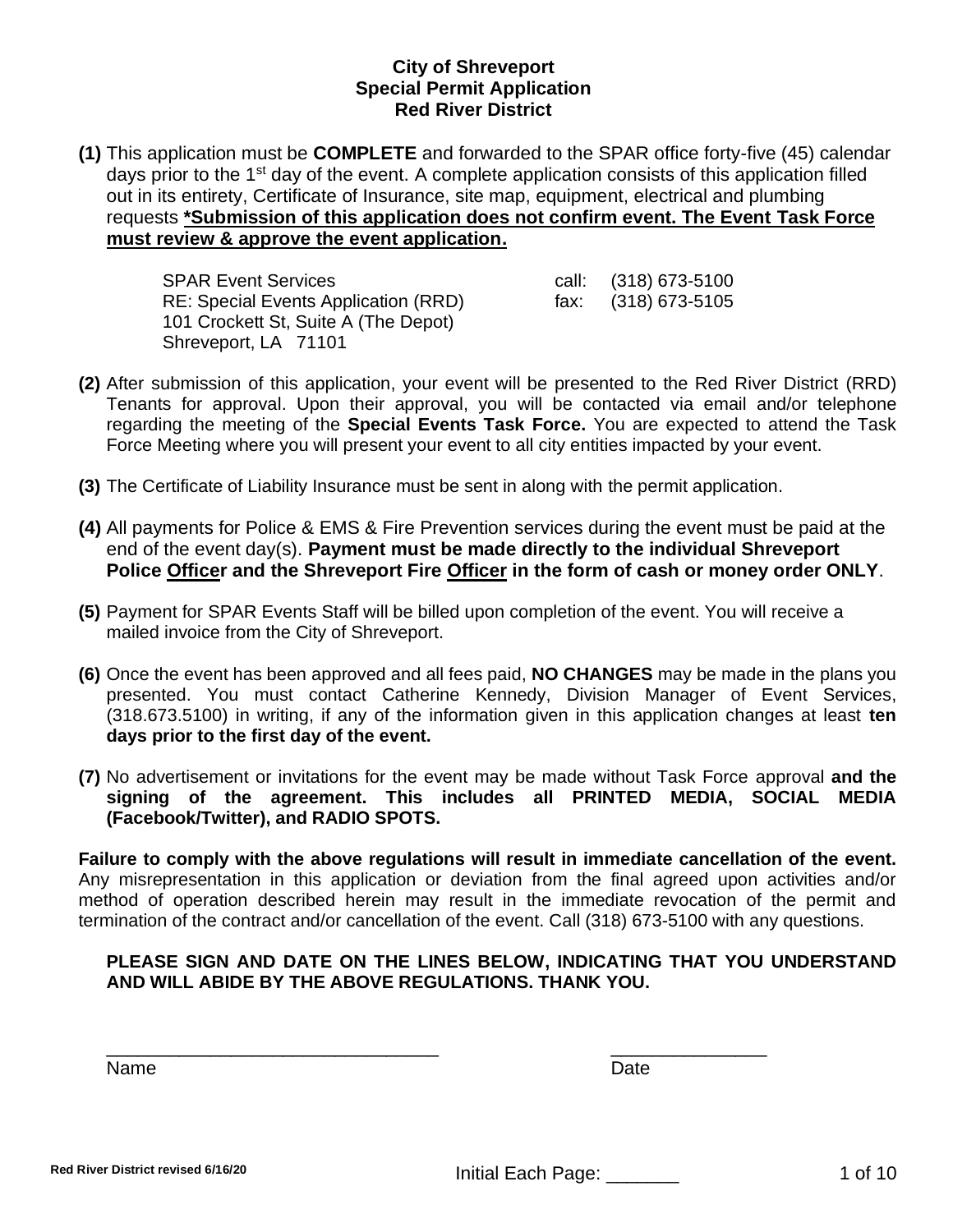# City of Shreveport
## Special Permit Application
## Red River District

**(1)** This application must be **COMPLETE** and forwarded to the SPAR office forty-five (45) calendar days prior to the 1st day of the event. A complete application consists of this application filled out in its entirety, Certificate of Insurance, site map, equipment, electrical and plumbing requests ***Submission of this application does not confirm event. The Event Task Force must review & approve the event application.**

SPAR Event Services  
RE: Special Events Application (RRD)  
101 Crockett St, Suite A (The Depot)  
Shreveport, LA 71101

call: (318) 673-5100  
fax: (318) 673-5105

**(2)** After submission of this application, your event will be presented to the Red River District (RRD) Tenants for approval. Upon their approval, you will be contacted via email and/or telephone regarding the meeting of the **Special Events Task Force.** You are expected to attend the Task Force Meeting where you will present your event to all city entities impacted by your event.

**(3)** The Certificate of Liability Insurance must be sent in along with the permit application.

**(4)** All payments for Police & EMS & Fire Prevention services during the event must be paid at the end of the event day(s). **Payment must be made directly to the individual Shreveport Police Officer and the Shreveport Fire Officer in the form of cash or money order ONLY**.

**(5)** Payment for SPAR Events Staff will be billed upon completion of the event. You will receive a mailed invoice from the City of Shreveport.

**(6)** Once the event has been approved and all fees paid, **NO CHANGES** may be made in the plans you presented. You must contact Catherine Kennedy, Division Manager of Event Services, (318.673.5100) in writing, if any of the information given in this application changes at least **ten days prior to the first day of the event.**

**(7)** No advertisement or invitations for the event may be made without Task Force approval **and the signing of the agreement. This includes all PRINTED MEDIA, SOCIAL MEDIA (Facebook/Twitter), and RADIO SPOTS.**

**Failure to comply with the above regulations will result in immediate cancellation of the event.** Any misrepresentation in this application or deviation from the final agreed upon activities and/or method of operation described herein may result in the immediate revocation of the permit and termination of the contract and/or cancellation of the event. Call (318) 673-5100 with any questions.

**PLEASE SIGN AND DATE ON THE LINES BELOW, INDICATING THAT YOU UNDERSTAND AND WILL ABIDE BY THE ABOVE REGULATIONS. THANK YOU.**

_________________________________ Name

_______________ Date

Initial Each Page: _______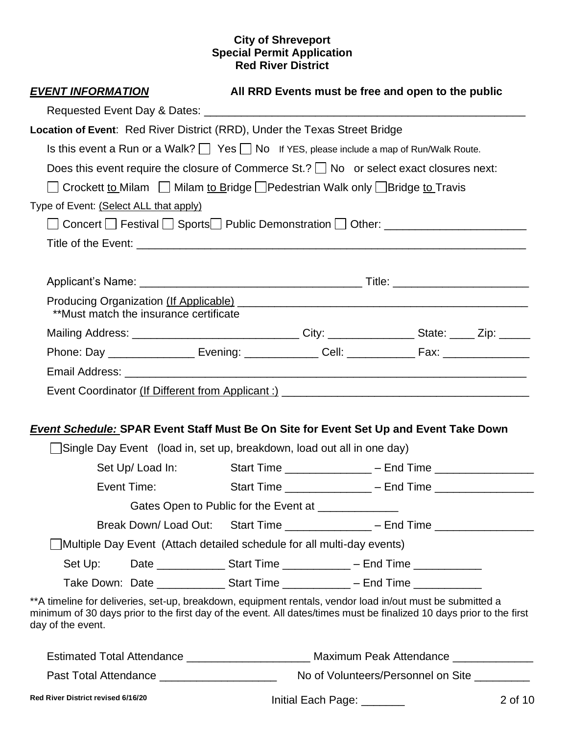**City of Shreveport**
**Special Permit Application**
**Red River District**

***EVENT INFORMATION*** **All RRD Events must be free and open to the public**

Requested Event Day & Dates: ___________________________________________________

**Location of Event**: Red River District (RRD), Under the Texas Street Bridge

Is this event a Run or a Walk? ☐ Yes ☐ No If YES, please include a map of Run/Walk Route.

Does this event require the closure of Commerce St.? ☐ No or select exact closures next:

☐ Crockett to Milam ☐ Milam to Bridge ☐ Pedestrian Walk only ☐ Bridge to Travis

Type of Event: (Select ALL that apply)

☐ Concert ☐ Festival ☐ Sports ☐ Public Demonstration ☐ Other: ______________________

Title of the Event: ______________________________________________________________

Applicant's Name: __________________________________ Title: _____________________

Producing Organization (If Applicable) ______________________________________________
**Must match the insurance certificate

Mailing Address: __________________________ City: _____________ State: ____ Zip: _____

Phone: Day ______________ Evening: ____________ Cell: ___________ Fax: ______________

Email Address: ____________________________________________________________

Event Coordinator (If Different from Applicant :) ______________________________________

***Event Schedule:*** **SPAR Event Staff Must Be On Site for Event Set Up and Event Take Down**

☐ Single Day Event (load in, set up, breakdown, load out all in one day)

Set Up/ Load In: Start Time _____________ – End Time _______________

Event Time: Start Time _____________ – End Time _______________

Gates Open to Public for the Event at _____________

Break Down/ Load Out: Start Time _____________ – End Time _______________

☐ Multiple Day Event (Attach detailed schedule for all multi-day events)

Set Up: Date ___________ Start Time ___________ – End Time ___________

Take Down: Date ___________ Start Time ___________ – End Time ___________

**A timeline for deliveries, set-up, breakdown, equipment rentals, vendor load in/out must be submitted a minimum of 30 days prior to the first day of the event. All dates/times must be finalized 10 days prior to the first day of the event.

Estimated Total Attendance ___________________ Maximum Peak Attendance _____________

Past Total Attendance ___________________ No of Volunteers/Personnel on Site _________

Initial Each Page: _______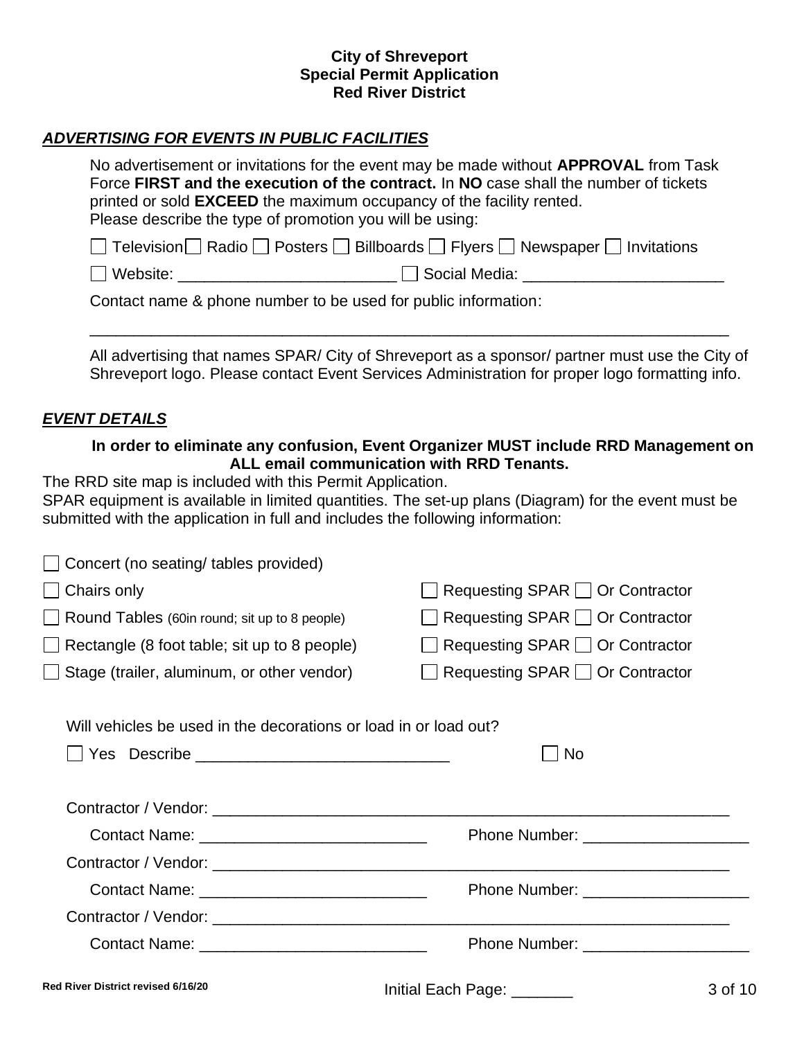**City of Shreveport**
**Special Permit Application**
**Red River District**

## ***ADVERTISING FOR EVENTS IN PUBLIC FACILITIES***

No advertisement or invitations for the event may be made without **APPROVAL** from Task Force **FIRST and the execution of the contract.** In **NO** case shall the number of tickets printed or sold **EXCEED** the maximum occupancy of the facility rented.
Please describe the type of promotion you will be using:

☐ Television ☐ Radio ☐ Posters ☐ Billboards ☐ Flyers ☐ Newspaper ☐ Invitations

☐ Website: ________________________ ☐ Social Media: ______________________

Contact name & phone number to be used for public information:

_______________________________________________________________________

All advertising that names SPAR/ City of Shreveport as a sponsor/ partner must use the City of Shreveport logo. Please contact Event Services Administration for proper logo formatting info.

## ***EVENT DETAILS***

**In order to eliminate any confusion, Event Organizer MUST include RRD Management on ALL email communication with RRD Tenants.**

The RRD site map is included with this Permit Application.
SPAR equipment is available in limited quantities. The set-up plans (Diagram) for the event must be submitted with the application in full and includes the following information:

☐ Concert (no seating/ tables provided)

☐ Chairs only ☐ Requesting SPAR ☐ Or Contractor

☐ Round Tables (60in round; sit up to 8 people) ☐ Requesting SPAR ☐ Or Contractor

☐ Rectangle (8 foot table; sit up to 8 people) ☐ Requesting SPAR ☐ Or Contractor

☐ Stage (trailer, aluminum, or other vendor) ☐ Requesting SPAR ☐ Or Contractor

Will vehicles be used in the decorations or load in or load out?

☐ Yes Describe ____________________________ ☐ No

Contractor / Vendor: ______________________________________________________________

Contact Name: __________________________ Phone Number: ___________________

Contractor / Vendor: ______________________________________________________________

Contact Name: __________________________ Phone Number: ___________________

Contractor / Vendor: ______________________________________________________________

Contact Name: __________________________ Phone Number: ___________________

Initial Each Page: _______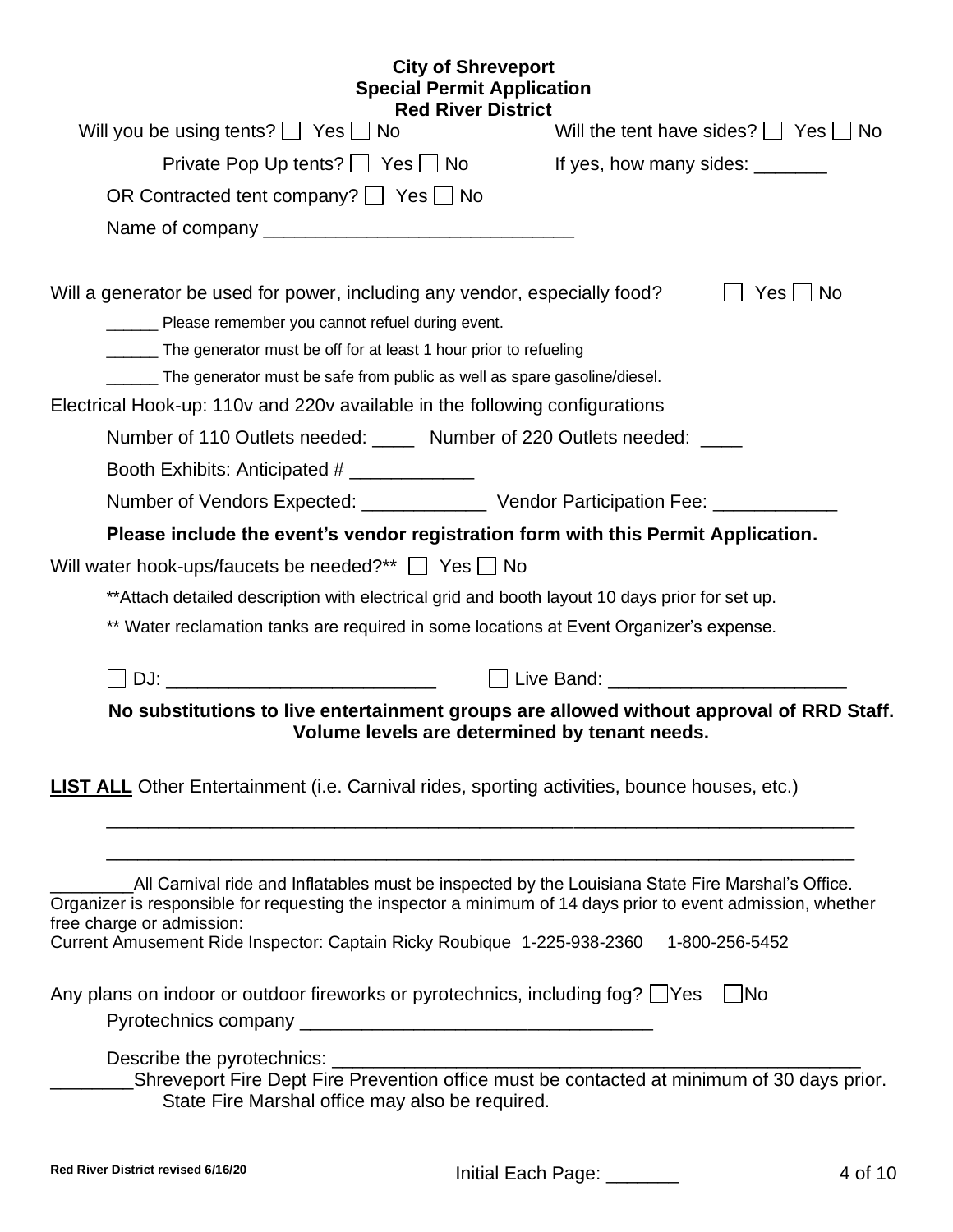**City of Shreveport**
**Special Permit Application**
**Red River District**

Will you be using tents? ☐ Yes ☐ No

Private Pop Up tents? ☐ Yes ☐ No

OR Contracted tent company? ☐ Yes ☐ No

Name of company ______________________________

Will the tent have sides? ☐ Yes ☐ No

If yes, how many sides: _______

Will a generator be used for power, including any vendor, especially food? ☐ Yes ☐ No

______ Please remember you cannot refuel during event.

______ The generator must be off for at least 1 hour prior to refueling

______ The generator must be safe from public as well as spare gasoline/diesel.

Electrical Hook-up: 110v and 220v available in the following configurations

Number of 110 Outlets needed: ____ Number of 220 Outlets needed: ____

Booth Exhibits: Anticipated # ____________

Number of Vendors Expected: ____________ Vendor Participation Fee: ____________

**Please include the event's vendor registration form with this Permit Application.**

Will water hook-ups/faucets be needed?** ☐ Yes ☐ No

**Attach detailed description with electrical grid and booth layout 10 days prior for set up.

** Water reclamation tanks are required in some locations at Event Organizer's expense.

☐ DJ: __________________________ ☐ Live Band: _______________________

**No substitutions to live entertainment groups are allowed without approval of RRD Staff. Volume levels are determined by tenant needs.**

**LIST ALL** Other Entertainment (i.e. Carnival rides, sporting activities, bounce houses, etc.)

___________________________________________________________________________

___________________________________________________________________________

________All Carnival ride and Inflatables must be inspected by the Louisiana State Fire Marshal's Office. Organizer is responsible for requesting the inspector a minimum of 14 days prior to event admission, whether free charge or admission:
Current Amusement Ride Inspector: Captain Ricky Roubique 1-225-938-2360 1-800-256-5452

Any plans on indoor or outdoor fireworks or pyrotechnics, including fog? ☐Yes ☐No

Pyrotechnics company __________________________________

Describe the pyrotechnics: ______________________________________________________

________Shreveport Fire Dept Fire Prevention office must be contacted at minimum of 30 days prior. State Fire Marshal office may also be required.

Red River District revised 6/16/20

Initial Each Page: _______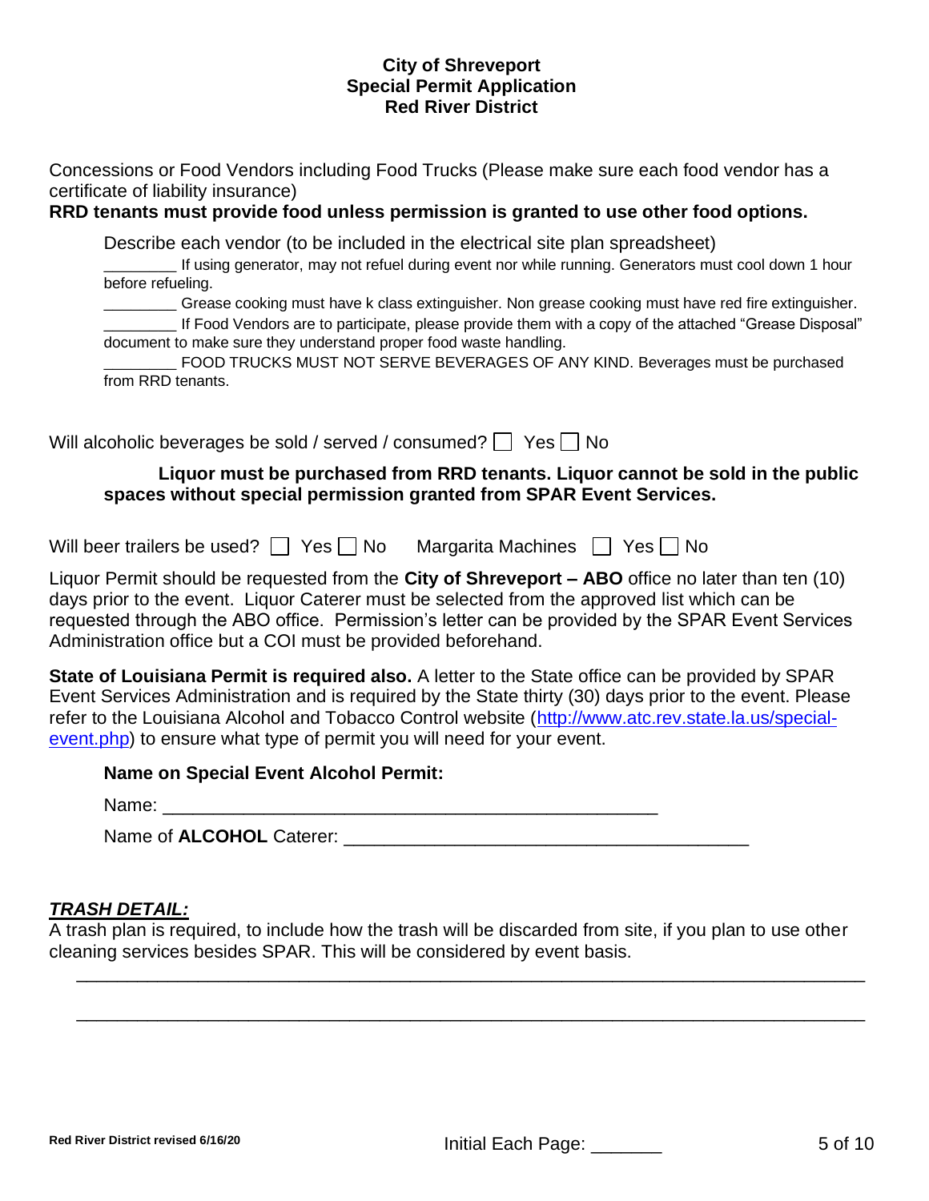**City of Shreveport**
**Special Permit Application**
**Red River District**

Concessions or Food Vendors including Food Trucks (Please make sure each food vendor has a certificate of liability insurance)

**RRD tenants must provide food unless permission is granted to use other food options.**

Describe each vendor (to be included in the electrical site plan spreadsheet)

_________ If using generator, may not refuel during event nor while running. Generators must cool down 1 hour before refueling.

_________ Grease cooking must have k class extinguisher. Non grease cooking must have red fire extinguisher.

_________ If Food Vendors are to participate, please provide them with a copy of the attached "Grease Disposal" document to make sure they understand proper food waste handling.

_________ FOOD TRUCKS MUST NOT SERVE BEVERAGES OF ANY KIND. Beverages must be purchased from RRD tenants.

Will alcoholic beverages be sold / served / consumed? ☐ Yes ☐ No

**Liquor must be purchased from RRD tenants. Liquor cannot be sold in the public spaces without special permission granted from SPAR Event Services.**

Will beer trailers be used? ☐ Yes ☐ No   Margarita Machines ☐ Yes ☐ No

Liquor Permit should be requested from the **City of Shreveport – ABO** office no later than ten (10) days prior to the event. Liquor Caterer must be selected from the approved list which can be requested through the ABO office. Permission's letter can be provided by the SPAR Event Services Administration office but a COI must be provided beforehand.

**State of Louisiana Permit is required also.** A letter to the State office can be provided by SPAR Event Services Administration and is required by the State thirty (30) days prior to the event. Please refer to the Louisiana Alcohol and Tobacco Control website (http://www.atc.rev.state.la.us/special-event.php) to ensure what type of permit you will need for your event.

**Name on Special Event Alcohol Permit:**

Name: _______________________________________________

Name of **ALCOHOL** Caterer: ________________________________________

***TRASH DETAIL:***

A trash plan is required, to include how the trash will be discarded from site, if you plan to use other cleaning services besides SPAR. This will be considered by event basis.

_____________________________________________________________________________

_____________________________________________________________________________

Red River District revised 6/16/20

Initial Each Page: _______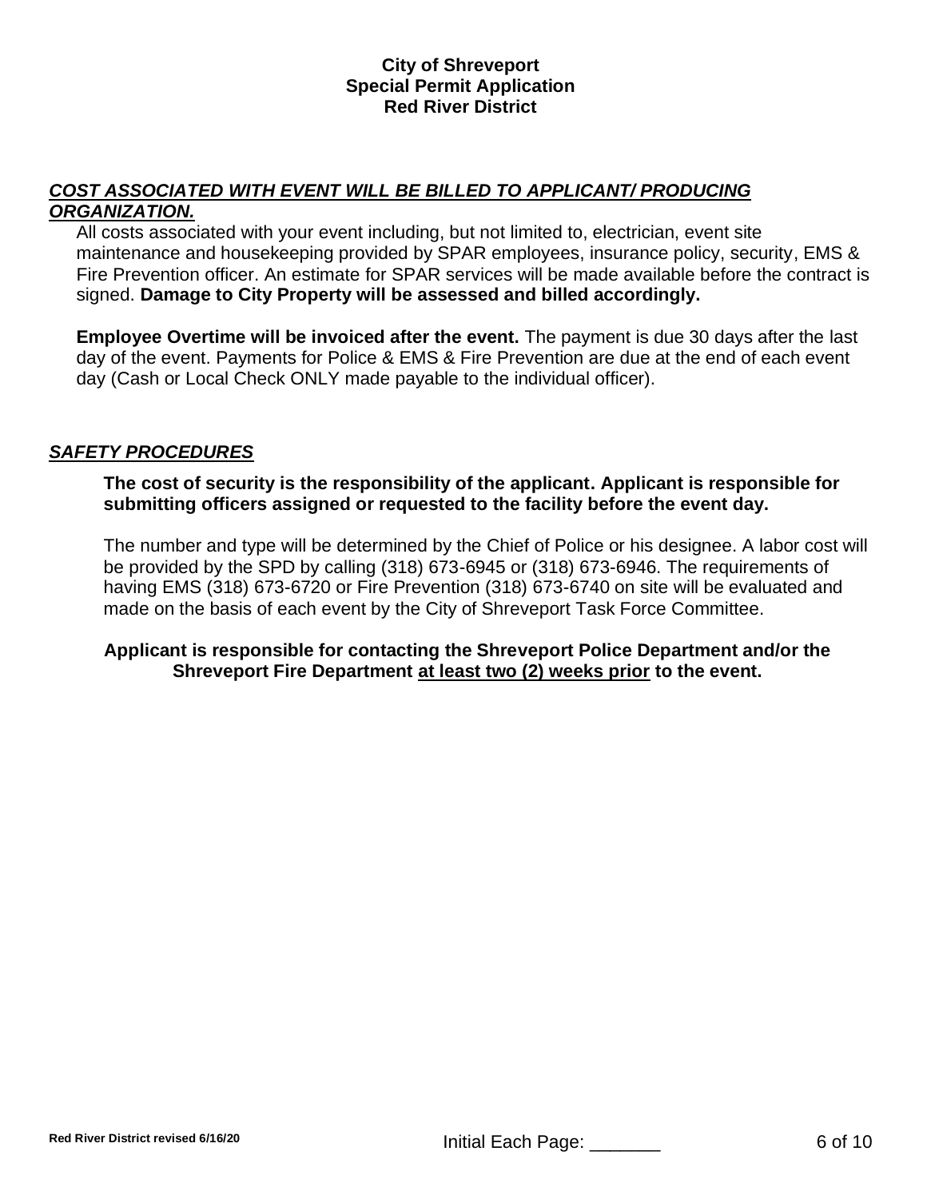**City of Shreveport**
**Special Permit Application**
**Red River District**

## ***COST ASSOCIATED WITH EVENT WILL BE BILLED TO APPLICANT/ PRODUCING ORGANIZATION.***

All costs associated with your event including, but not limited to, electrician, event site maintenance and housekeeping provided by SPAR employees, insurance policy, security, EMS & Fire Prevention officer. An estimate for SPAR services will be made available before the contract is signed. **Damage to City Property will be assessed and billed accordingly.**

**Employee Overtime will be invoiced after the event.** The payment is due 30 days after the last day of the event. Payments for Police & EMS & Fire Prevention are due at the end of each event day (Cash or Local Check ONLY made payable to the individual officer).

## ***SAFETY PROCEDURES***

**The cost of security is the responsibility of the applicant. Applicant is responsible for submitting officers assigned or requested to the facility before the event day.**

The number and type will be determined by the Chief of Police or his designee. A labor cost will be provided by the SPD by calling (318) 673-6945 or (318) 673-6946. The requirements of having EMS (318) 673-6720 or Fire Prevention (318) 673-6740 on site will be evaluated and made on the basis of each event by the City of Shreveport Task Force Committee.

**Applicant is responsible for contacting the Shreveport Police Department and/or the Shreveport Fire Department <u>at least two (2) weeks prior</u> to the event.**

Initial Each Page: _______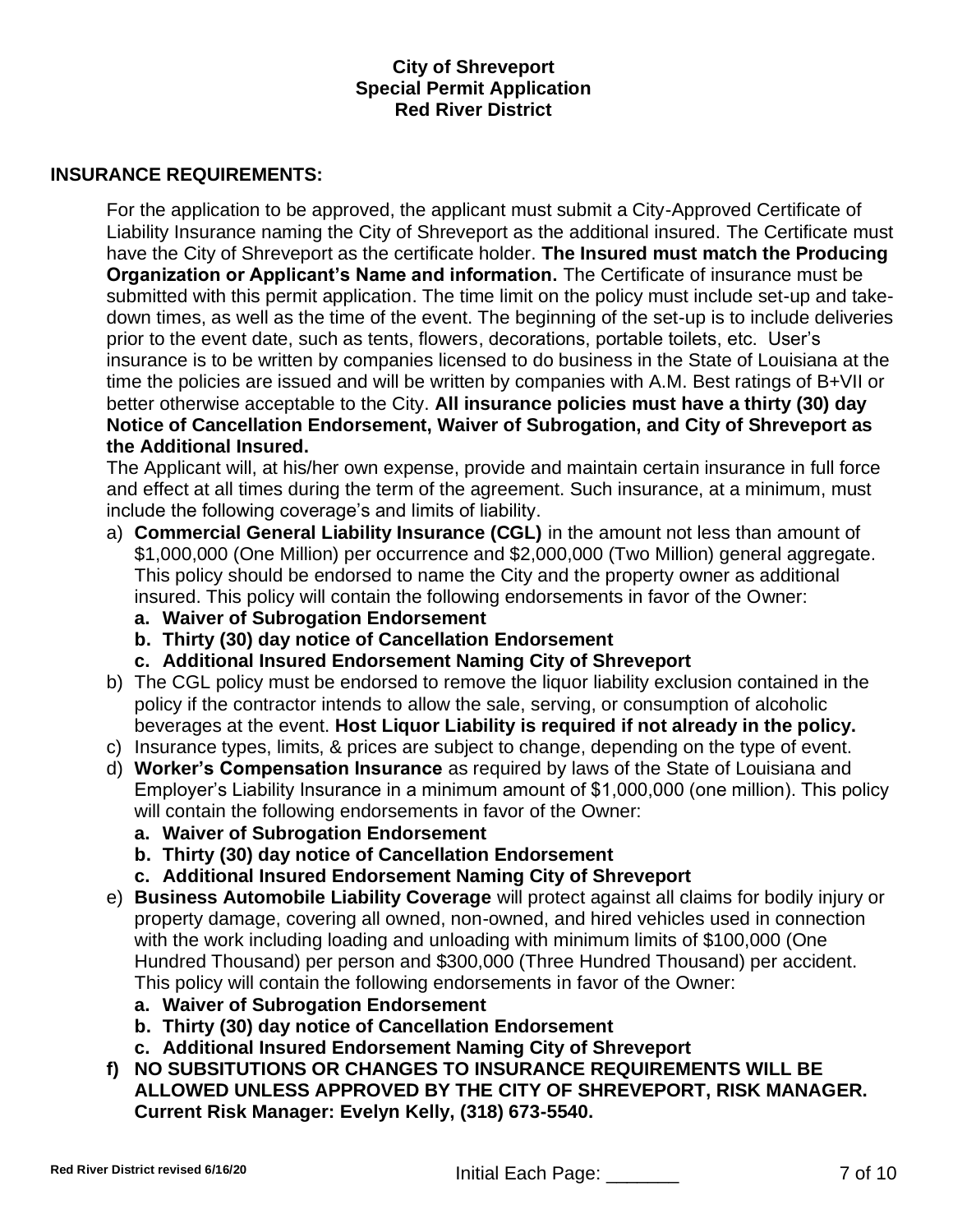**City of Shreveport**
**Special Permit Application**
**Red River District**

## INSURANCE REQUIREMENTS:

For the application to be approved, the applicant must submit a City-Approved Certificate of Liability Insurance naming the City of Shreveport as the additional insured. The Certificate must have the City of Shreveport as the certificate holder. **The Insured must match the Producing Organization or Applicant's Name and information.** The Certificate of insurance must be submitted with this permit application. The time limit on the policy must include set-up and take-down times, as well as the time of the event. The beginning of the set-up is to include deliveries prior to the event date, such as tents, flowers, decorations, portable toilets, etc. User's insurance is to be written by companies licensed to do business in the State of Louisiana at the time the policies are issued and will be written by companies with A.M. Best ratings of B+VII or better otherwise acceptable to the City. **All insurance policies must have a thirty (30) day Notice of Cancellation Endorsement, Waiver of Subrogation, and City of Shreveport as the Additional Insured.**

The Applicant will, at his/her own expense, provide and maintain certain insurance in full force and effect at all times during the term of the agreement. Such insurance, at a minimum, must include the following coverage's and limits of liability.

a) **Commercial General Liability Insurance (CGL)** in the amount not less than amount of $1,000,000 (One Million) per occurrence and $2,000,000 (Two Million) general aggregate. This policy should be endorsed to name the City and the property owner as additional insured. This policy will contain the following endorsements in favor of the Owner:
   a. **Waiver of Subrogation Endorsement**
   b. **Thirty (30) day notice of Cancellation Endorsement**
   c. **Additional Insured Endorsement Naming City of Shreveport**
b) The CGL policy must be endorsed to remove the liquor liability exclusion contained in the policy if the contractor intends to allow the sale, serving, or consumption of alcoholic beverages at the event. **Host Liquor Liability is required if not already in the policy.**
c) Insurance types, limits, & prices are subject to change, depending on the type of event.
d) **Worker's Compensation Insurance** as required by laws of the State of Louisiana and Employer's Liability Insurance in a minimum amount of $1,000,000 (one million). This policy will contain the following endorsements in favor of the Owner:
   a. **Waiver of Subrogation Endorsement**
   b. **Thirty (30) day notice of Cancellation Endorsement**
   c. **Additional Insured Endorsement Naming City of Shreveport**
e) **Business Automobile Liability Coverage** will protect against all claims for bodily injury or property damage, covering all owned, non-owned, and hired vehicles used in connection with the work including loading and unloading with minimum limits of $100,000 (One Hundred Thousand) per person and $300,000 (Three Hundred Thousand) per accident. This policy will contain the following endorsements in favor of the Owner:
   a. **Waiver of Subrogation Endorsement**
   b. **Thirty (30) day notice of Cancellation Endorsement**
   c. **Additional Insured Endorsement Naming City of Shreveport**
f) **NO SUBSITUTIONS OR CHANGES TO INSURANCE REQUIREMENTS WILL BE ALLOWED UNLESS APPROVED BY THE CITY OF SHREVEPORT, RISK MANAGER. Current Risk Manager: Evelyn Kelly, (318) 673-5540.**

Initial Each Page: _______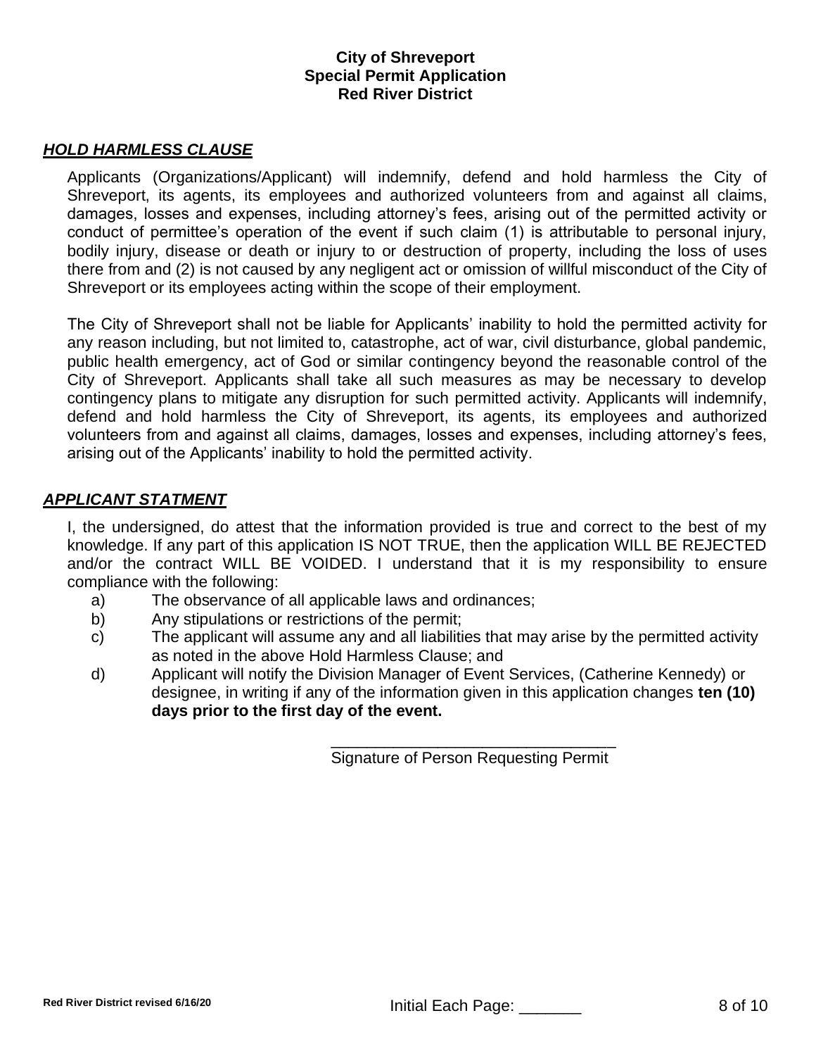**City of Shreveport**
**Special Permit Application**
**Red River District**

## ***HOLD HARMLESS CLAUSE***

Applicants (Organizations/Applicant) will indemnify, defend and hold harmless the City of Shreveport, its agents, its employees and authorized volunteers from and against all claims, damages, losses and expenses, including attorney's fees, arising out of the permitted activity or conduct of permittee's operation of the event if such claim (1) is attributable to personal injury, bodily injury, disease or death or injury to or destruction of property, including the loss of uses there from and (2) is not caused by any negligent act or omission of willful misconduct of the City of Shreveport or its employees acting within the scope of their employment.

The City of Shreveport shall not be liable for Applicants' inability to hold the permitted activity for any reason including, but not limited to, catastrophe, act of war, civil disturbance, global pandemic, public health emergency, act of God or similar contingency beyond the reasonable control of the City of Shreveport. Applicants shall take all such measures as may be necessary to develop contingency plans to mitigate any disruption for such permitted activity. Applicants will indemnify, defend and hold harmless the City of Shreveport, its agents, its employees and authorized volunteers from and against all claims, damages, losses and expenses, including attorney's fees, arising out of the Applicants' inability to hold the permitted activity.

## ***APPLICANT STATMENT***

I, the undersigned, do attest that the information provided is true and correct to the best of my knowledge. If any part of this application IS NOT TRUE, then the application WILL BE REJECTED and/or the contract WILL BE VOIDED. I understand that it is my responsibility to ensure compliance with the following:

a) The observance of all applicable laws and ordinances;
b) Any stipulations or restrictions of the permit;
c) The applicant will assume any and all liabilities that may arise by the permitted activity as noted in the above Hold Harmless Clause; and
d) Applicant will notify the Division Manager of Event Services, (Catherine Kennedy) or designee, in writing if any of the information given in this application changes **ten (10) days prior to the first day of the event.**

________________________________
Signature of Person Requesting Permit

Red River District revised 6/16/20

Initial Each Page: _______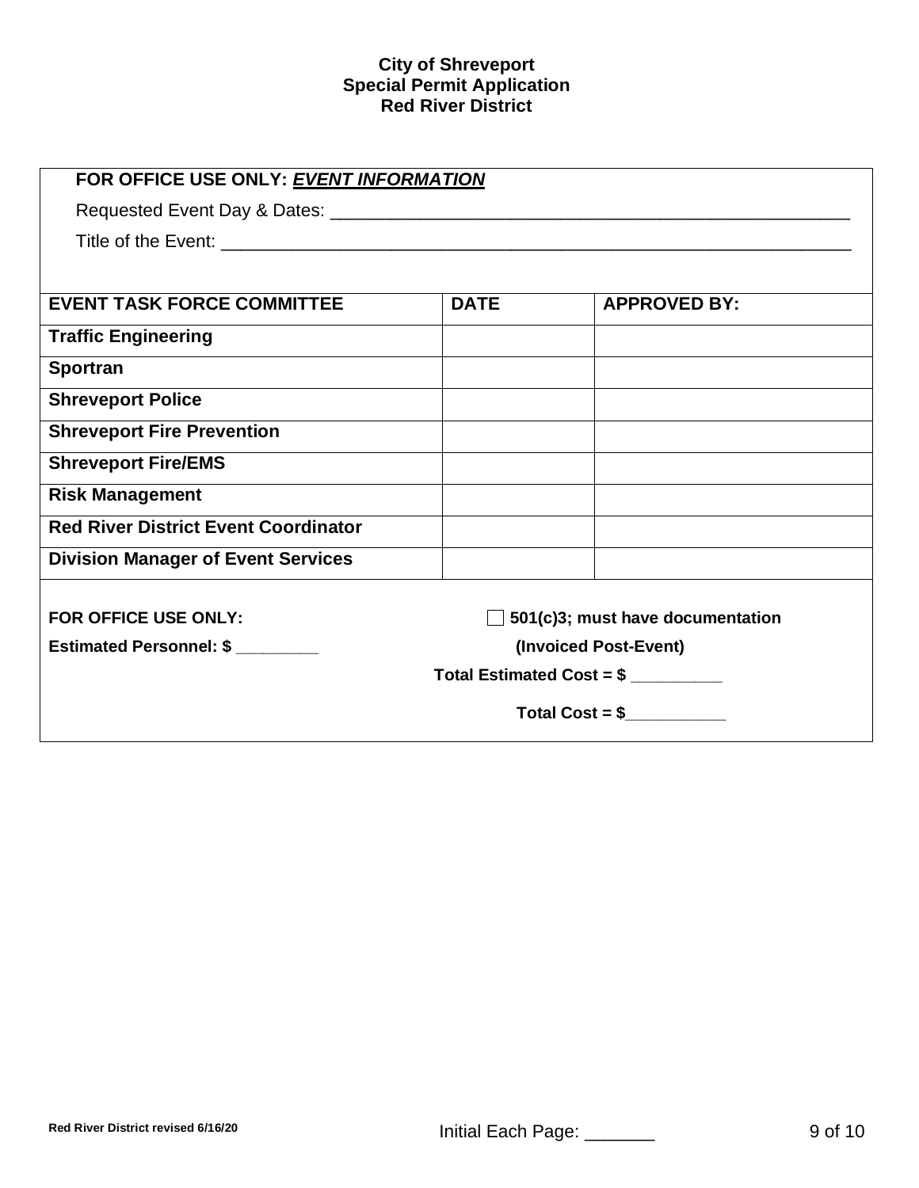**City of Shreveport**
**Special Permit Application**
**Red River District**

**FOR OFFICE USE ONLY: *EVENT INFORMATION***

Requested Event Day & Dates: ____________________________________________________

Title of the Event: ______________________________________________________________

| EVENT TASK FORCE COMMITTEE | DATE | APPROVED BY: |
|---|---|---|
| **Traffic Engineering** | | |
| **Sportran** | | |
| **Shreveport Police** | | |
| **Shreveport Fire Prevention** | | |
| **Shreveport Fire/EMS** | | |
| **Risk Management** | | |
| **Red River District Event Coordinator** | | |
| **Division Manager of Event Services** | | |

**FOR OFFICE USE ONLY:**

**Estimated Personnel: $ _________**

☐ **501(c)3; must have documentation**

**(Invoiced Post-Event)**

**Total Estimated Cost = $ __________**

**Total Cost = $___________**

Red River District revised 6/16/20

Initial Each Page: _______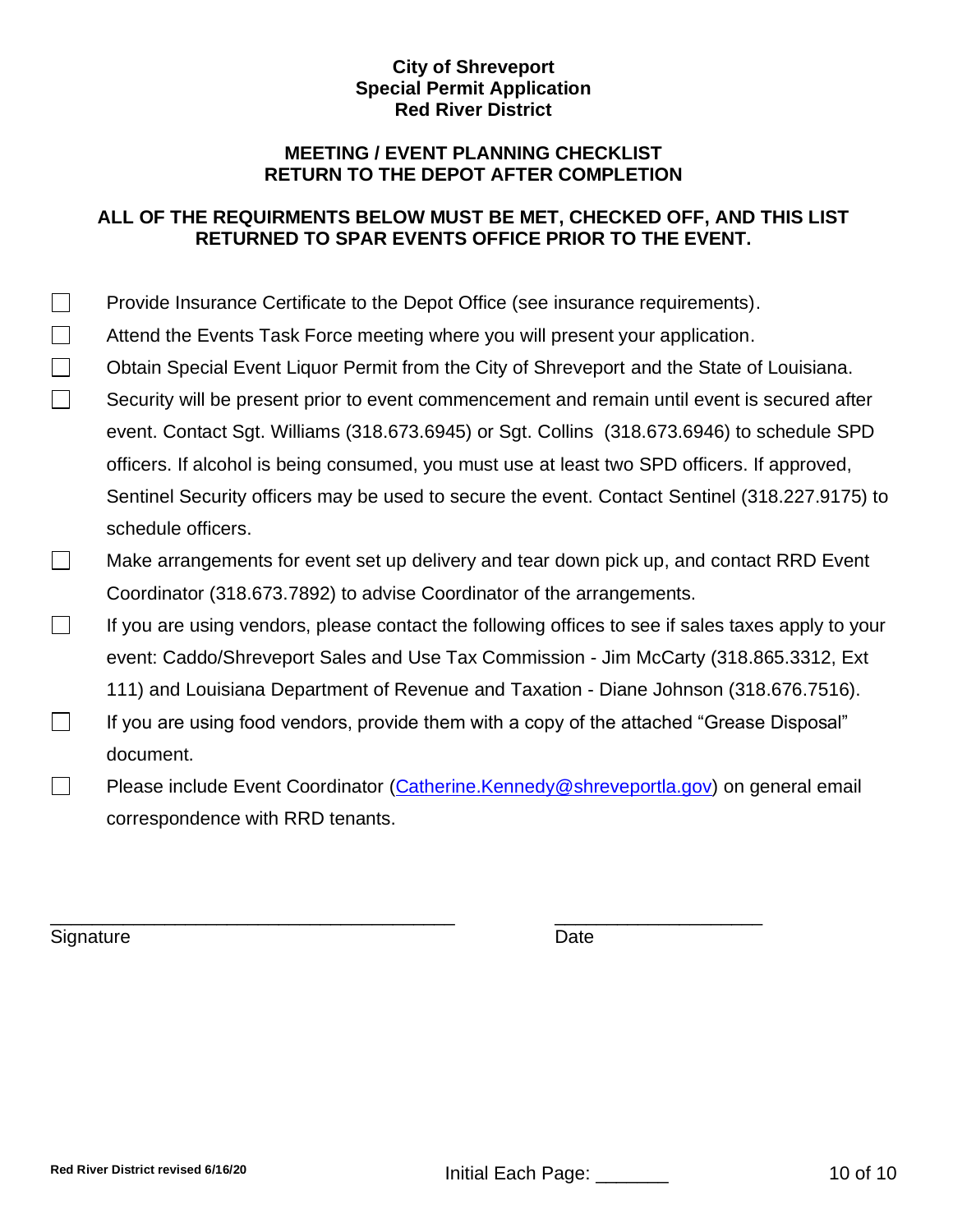**City of Shreveport**
**Special Permit Application**
**Red River District**

**MEETING / EVENT PLANNING CHECKLIST**
**RETURN TO THE DEPOT AFTER COMPLETION**

**ALL OF THE REQUIRMENTS BELOW MUST BE MET, CHECKED OFF, AND THIS LIST RETURNED TO SPAR EVENTS OFFICE PRIOR TO THE EVENT.**

- [ ] Provide Insurance Certificate to the Depot Office (see insurance requirements).
- [ ] Attend the Events Task Force meeting where you will present your application.
- [ ] Obtain Special Event Liquor Permit from the City of Shreveport and the State of Louisiana.
- [ ] Security will be present prior to event commencement and remain until event is secured after event. Contact Sgt. Williams (318.673.6945) or Sgt. Collins (318.673.6946) to schedule SPD officers. If alcohol is being consumed, you must use at least two SPD officers. If approved, Sentinel Security officers may be used to secure the event. Contact Sentinel (318.227.9175) to schedule officers.
- [ ] Make arrangements for event set up delivery and tear down pick up, and contact RRD Event Coordinator (318.673.7892) to advise Coordinator of the arrangements.
- [ ] If you are using vendors, please contact the following offices to see if sales taxes apply to your event: Caddo/Shreveport Sales and Use Tax Commission - Jim McCarty (318.865.3312, Ext 111) and Louisiana Department of Revenue and Taxation - Diane Johnson (318.676.7516).
- [ ] If you are using food vendors, provide them with a copy of the attached "Grease Disposal" document.
- [ ] Please include Event Coordinator (Catherine.Kennedy@shreveportla.gov) on general email correspondence with RRD tenants.

_______________________________________ Signature

____________________ Date

Red River District revised 6/16/20

Initial Each Page: _______